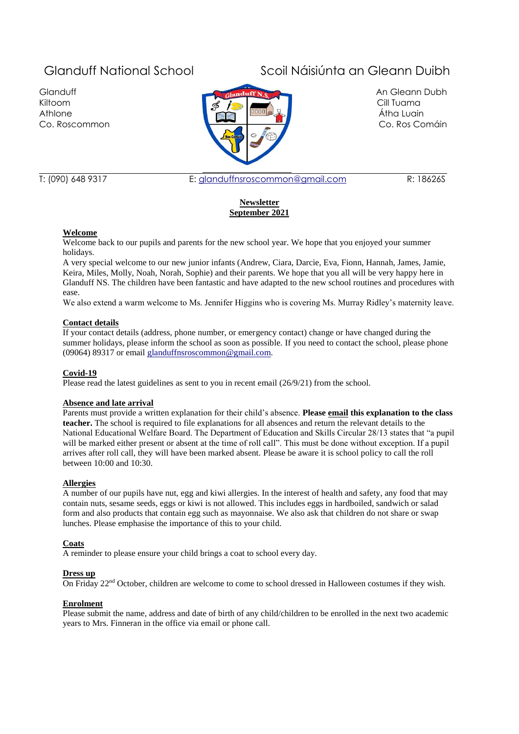Glanduff National School

Scoil Náisiúnta an Gleann Duibh

Glanduff
Kiltoom
Athlone
Co. Roscommon

An Gleann Dubh
Cill Tuama
Átha Luain
Co. Ros Comáin

T: (090) 648 9317 | E: glanduffnsroscommon@gmail.com | R: 18626S

**Newsletter**
**September 2021**

**Welcome**

Welcome back to our pupils and parents for the new school year. We hope that you enjoyed your summer holidays.

A very special welcome to our new junior infants (Andrew, Ciara, Darcie, Eva, Fionn, Hannah, James, Jamie, Keira, Miles, Molly, Noah, Norah, Sophie) and their parents. We hope that you all will be very happy here in Glanduff NS. The children have been fantastic and have adapted to the new school routines and procedures with ease.

We also extend a warm welcome to Ms. Jennifer Higgins who is covering Ms. Murray Ridley's maternity leave.

**Contact details**

If your contact details (address, phone number, or emergency contact) change or have changed during the summer holidays, please inform the school as soon as possible. If you need to contact the school, please phone (09064) 89317 or email glanduffnsroscommon@gmail.com.

**Covid-19**

Please read the latest guidelines as sent to you in recent email (26/9/21) from the school.

**Absence and late arrival**

Parents must provide a written explanation for their child's absence. **Please email this explanation to the class teacher.** The school is required to file explanations for all absences and return the relevant details to the National Educational Welfare Board. The Department of Education and Skills Circular 28/13 states that "a pupil will be marked either present or absent at the time of roll call". This must be done without exception. If a pupil arrives after roll call, they will have been marked absent. Please be aware it is school policy to call the roll between 10:00 and 10:30.

**Allergies**

A number of our pupils have nut, egg and kiwi allergies. In the interest of health and safety, any food that may contain nuts, sesame seeds, eggs or kiwi is not allowed. This includes eggs in hardboiled, sandwich or salad form and also products that contain egg such as mayonnaise. We also ask that children do not share or swap lunches. Please emphasise the importance of this to your child.

**Coats**

A reminder to please ensure your child brings a coat to school every day.

**Dress up**

On Friday 22nd October, children are welcome to come to school dressed in Halloween costumes if they wish.

**Enrolment**

Please submit the name, address and date of birth of any child/children to be enrolled in the next two academic years to Mrs. Finneran in the office via email or phone call.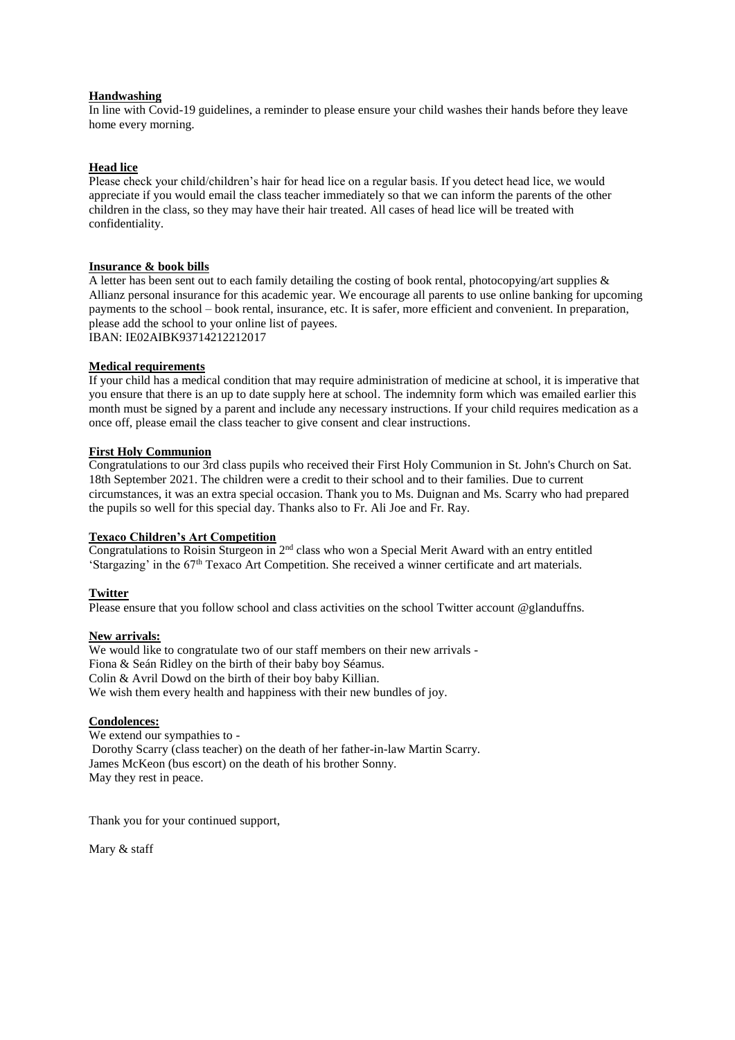**Handwashing**

In line with Covid-19 guidelines, a reminder to please ensure your child washes their hands before they leave home every morning.

**Head lice**

Please check your child/children's hair for head lice on a regular basis. If you detect head lice, we would appreciate if you would email the class teacher immediately so that we can inform the parents of the other children in the class, so they may have their hair treated. All cases of head lice will be treated with confidentiality.

**Insurance & book bills**

A letter has been sent out to each family detailing the costing of book rental, photocopying/art supplies & Allianz personal insurance for this academic year. We encourage all parents to use online banking for upcoming payments to the school – book rental, insurance, etc. It is safer, more efficient and convenient. In preparation, please add the school to your online list of payees.
IBAN: IE02AIBK93714212212017

**Medical requirements**

If your child has a medical condition that may require administration of medicine at school, it is imperative that you ensure that there is an up to date supply here at school. The indemnity form which was emailed earlier this month must be signed by a parent and include any necessary instructions. If your child requires medication as a once off, please email the class teacher to give consent and clear instructions.

**First Holy Communion**

Congratulations to our 3rd class pupils who received their First Holy Communion in St. John's Church on Sat. 18th September 2021. The children were a credit to their school and to their families. Due to current circumstances, it was an extra special occasion. Thank you to Ms. Duignan and Ms. Scarry who had prepared the pupils so well for this special day. Thanks also to Fr. Ali Joe and Fr. Ray.

**Texaco Children's Art Competition**

Congratulations to Roisin Sturgeon in 2nd class who won a Special Merit Award with an entry entitled 'Stargazing' in the 67th Texaco Art Competition. She received a winner certificate and art materials.

**Twitter**

Please ensure that you follow school and class activities on the school Twitter account @glanduffns.

**New arrivals:**

We would like to congratulate two of our staff members on their new arrivals -
Fiona & Seán Ridley on the birth of their baby boy Séamus.
Colin & Avril Dowd on the birth of their boy baby Killian.
We wish them every health and happiness with their new bundles of joy.

**Condolences:**

We extend our sympathies to -
Dorothy Scarry (class teacher) on the death of her father-in-law Martin Scarry.
James McKeon (bus escort) on the death of his brother Sonny.
May they rest in peace.

Thank you for your continued support,

Mary & staff